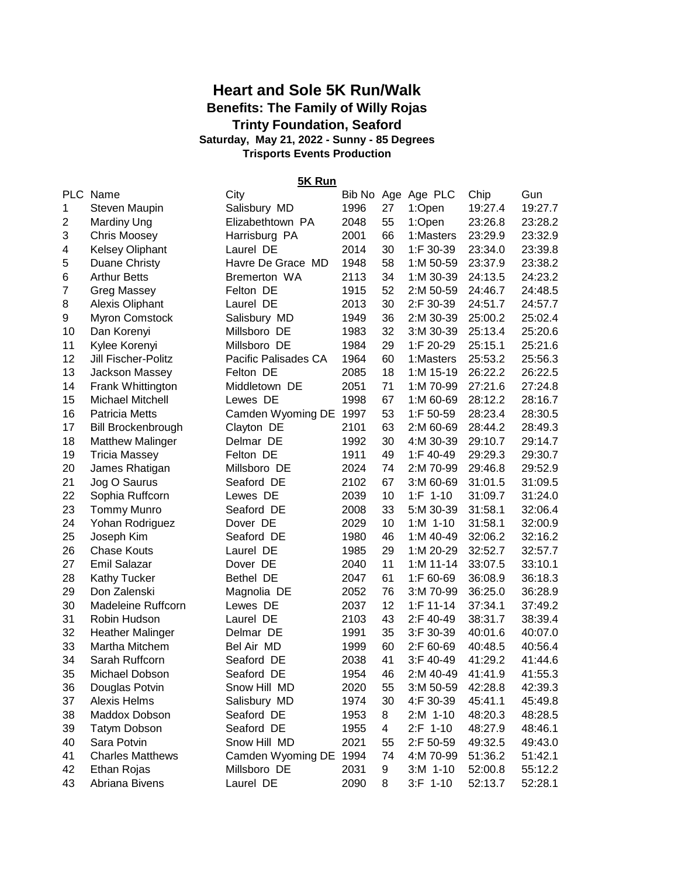# Heart and Sole 5K Run/Walk

### Benefits: The Family of Willy Rojas

### Trinty Foundation, Seaford

**Saturday, May 21, 2022 - Sunny - 85 Degrees**

**Trisports Events Production**

**5K Run**

| PLC | Name | City | Bib No | Age | Age PLC | Chip | Gun |
|---|---|---|---|---|---|---|---|
| 1 | Steven Maupin | Salisbury MD | 1996 | 27 | 1:Open | 19:27.4 | 19:27.7 |
| 2 | Mardiny Ung | Elizabethtown PA | 2048 | 55 | 1:Open | 23:26.8 | 23:28.2 |
| 3 | Chris Moosey | Harrisburg PA | 2001 | 66 | 1:Masters | 23:29.9 | 23:32.9 |
| 4 | Kelsey Oliphant | Laurel DE | 2014 | 30 | 1:F 30-39 | 23:34.0 | 23:39.8 |
| 5 | Duane Christy | Havre De Grace MD | 1948 | 58 | 1:M 50-59 | 23:37.9 | 23:38.2 |
| 6 | Arthur Betts | Bremerton WA | 2113 | 34 | 1:M 30-39 | 24:13.5 | 24:23.2 |
| 7 | Greg Massey | Felton DE | 1915 | 52 | 2:M 50-59 | 24:46.7 | 24:48.5 |
| 8 | Alexis Oliphant | Laurel DE | 2013 | 30 | 2:F 30-39 | 24:51.7 | 24:57.7 |
| 9 | Myron Comstock | Salisbury MD | 1949 | 36 | 2:M 30-39 | 25:00.2 | 25:02.4 |
| 10 | Dan Korenyi | Millsboro DE | 1983 | 32 | 3:M 30-39 | 25:13.4 | 25:20.6 |
| 11 | Kylee Korenyi | Millsboro DE | 1984 | 29 | 1:F 20-29 | 25:15.1 | 25:21.6 |
| 12 | Jill Fischer-Politz | Pacific Palisades CA | 1964 | 60 | 1:Masters | 25:53.2 | 25:56.3 |
| 13 | Jackson Massey | Felton DE | 2085 | 18 | 1:M 15-19 | 26:22.2 | 26:22.5 |
| 14 | Frank Whittington | Middletown DE | 2051 | 71 | 1:M 70-99 | 27:21.6 | 27:24.8 |
| 15 | Michael Mitchell | Lewes DE | 1998 | 67 | 1:M 60-69 | 28:12.2 | 28:16.7 |
| 16 | Patricia Metts | Camden Wyoming DE | 1997 | 53 | 1:F 50-59 | 28:23.4 | 28:30.5 |
| 17 | Bill Brockenbrough | Clayton DE | 2101 | 63 | 2:M 60-69 | 28:44.2 | 28:49.3 |
| 18 | Matthew Malinger | Delmar DE | 1992 | 30 | 4:M 30-39 | 29:10.7 | 29:14.7 |
| 19 | Tricia Massey | Felton DE | 1911 | 49 | 1:F 40-49 | 29:29.3 | 29:30.7 |
| 20 | James Rhatigan | Millsboro DE | 2024 | 74 | 2:M 70-99 | 29:46.8 | 29:52.9 |
| 21 | Jog O Saurus | Seaford DE | 2102 | 67 | 3:M 60-69 | 31:01.5 | 31:09.5 |
| 22 | Sophia Ruffcorn | Lewes DE | 2039 | 10 | 1:F 1-10 | 31:09.7 | 31:24.0 |
| 23 | Tommy Munro | Seaford DE | 2008 | 33 | 5:M 30-39 | 31:58.1 | 32:06.4 |
| 24 | Yohan Rodriguez | Dover DE | 2029 | 10 | 1:M 1-10 | 31:58.1 | 32:00.9 |
| 25 | Joseph Kim | Seaford DE | 1980 | 46 | 1:M 40-49 | 32:06.2 | 32:16.2 |
| 26 | Chase Kouts | Laurel DE | 1985 | 29 | 1:M 20-29 | 32:52.7 | 32:57.7 |
| 27 | Emil Salazar | Dover DE | 2040 | 11 | 1:M 11-14 | 33:07.5 | 33:10.1 |
| 28 | Kathy Tucker | Bethel DE | 2047 | 61 | 1:F 60-69 | 36:08.9 | 36:18.3 |
| 29 | Don Zalenski | Magnolia DE | 2052 | 76 | 3:M 70-99 | 36:25.0 | 36:28.9 |
| 30 | Madeleine Ruffcorn | Lewes DE | 2037 | 12 | 1:F 11-14 | 37:34.1 | 37:49.2 |
| 31 | Robin Hudson | Laurel DE | 2103 | 43 | 2:F 40-49 | 38:31.7 | 38:39.4 |
| 32 | Heather Malinger | Delmar DE | 1991 | 35 | 3:F 30-39 | 40:01.6 | 40:07.0 |
| 33 | Martha Mitchem | Bel Air MD | 1999 | 60 | 2:F 60-69 | 40:48.5 | 40:56.4 |
| 34 | Sarah Ruffcorn | Seaford DE | 2038 | 41 | 3:F 40-49 | 41:29.2 | 41:44.6 |
| 35 | Michael Dobson | Seaford DE | 1954 | 46 | 2:M 40-49 | 41:41.9 | 41:55.3 |
| 36 | Douglas Potvin | Snow Hill MD | 2020 | 55 | 3:M 50-59 | 42:28.8 | 42:39.3 |
| 37 | Alexis Helms | Salisbury MD | 1974 | 30 | 4:F 30-39 | 45:41.1 | 45:49.8 |
| 38 | Maddox Dobson | Seaford DE | 1953 | 8 | 2:M 1-10 | 48:20.3 | 48:28.5 |
| 39 | Tatym Dobson | Seaford DE | 1955 | 4 | 2:F 1-10 | 48:27.9 | 48:46.1 |
| 40 | Sara Potvin | Snow Hill MD | 2021 | 55 | 2:F 50-59 | 49:32.5 | 49:43.0 |
| 41 | Charles Matthews | Camden Wyoming DE | 1994 | 74 | 4:M 70-99 | 51:36.2 | 51:42.1 |
| 42 | Ethan Rojas | Millsboro DE | 2031 | 9 | 3:M 1-10 | 52:00.8 | 55:12.2 |
| 43 | Abriana Bivens | Laurel DE | 2090 | 8 | 3:F 1-10 | 52:13.7 | 52:28.1 |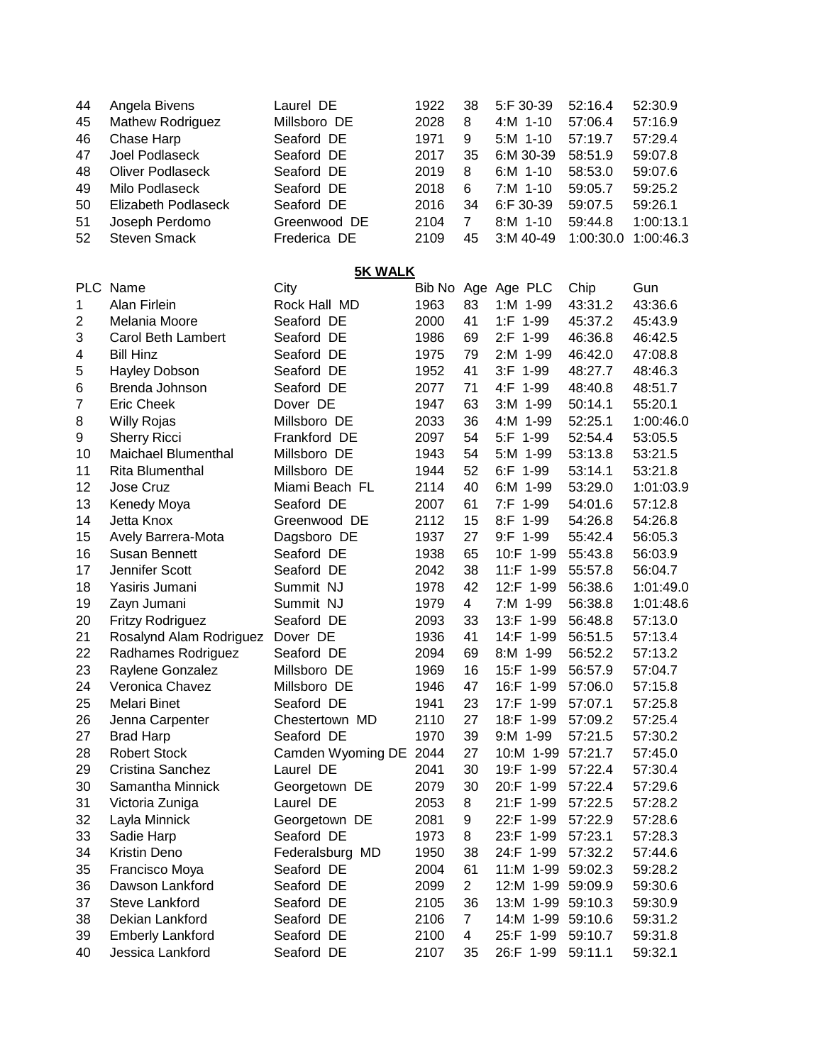| | | | | | | | |
|---|---|---|---|---|---|---|---|
| 44 | Angela Bivens | Laurel DE | 1922 | 38 | 5:F 30-39 | 52:16.4 | 52:30.9 |
| 45 | Mathew Rodriguez | Millsboro DE | 2028 | 8 | 4:M 1-10 | 57:06.4 | 57:16.9 |
| 46 | Chase Harp | Seaford DE | 1971 | 9 | 5:M 1-10 | 57:19.7 | 57:29.4 |
| 47 | Joel Podlaseck | Seaford DE | 2017 | 35 | 6:M 30-39 | 58:51.9 | 59:07.8 |
| 48 | Oliver Podlaseck | Seaford DE | 2019 | 8 | 6:M 1-10 | 58:53.0 | 59:07.6 |
| 49 | Milo Podlaseck | Seaford DE | 2018 | 6 | 7:M 1-10 | 59:05.7 | 59:25.2 |
| 50 | Elizabeth Podlaseck | Seaford DE | 2016 | 34 | 6:F 30-39 | 59:07.5 | 59:26.1 |
| 51 | Joseph Perdomo | Greenwood DE | 2104 | 7 | 8:M 1-10 | 59:44.8 | 1:00:13.1 |
| 52 | Steven Smack | Frederica DE | 2109 | 45 | 3:M 40-49 | 1:00:30.0 | 1:00:46.3 |

**5K WALK**

| PLC | Name | City | Bib No | Age | Age PLC | Chip | Gun |
|---|---|---|---|---|---|---|---|
| 1 | Alan Firlein | Rock Hall MD | 1963 | 83 | 1:M 1-99 | 43:31.2 | 43:36.6 |
| 2 | Melania Moore | Seaford DE | 2000 | 41 | 1:F 1-99 | 45:37.2 | 45:43.9 |
| 3 | Carol Beth Lambert | Seaford DE | 1986 | 69 | 2:F 1-99 | 46:36.8 | 46:42.5 |
| 4 | Bill Hinz | Seaford DE | 1975 | 79 | 2:M 1-99 | 46:42.0 | 47:08.8 |
| 5 | Hayley Dobson | Seaford DE | 1952 | 41 | 3:F 1-99 | 48:27.7 | 48:46.3 |
| 6 | Brenda Johnson | Seaford DE | 2077 | 71 | 4:F 1-99 | 48:40.8 | 48:51.7 |
| 7 | Eric Cheek | Dover DE | 1947 | 63 | 3:M 1-99 | 50:14.1 | 55:20.1 |
| 8 | Willy Rojas | Millsboro DE | 2033 | 36 | 4:M 1-99 | 52:25.1 | 1:00:46.0 |
| 9 | Sherry Ricci | Frankford DE | 2097 | 54 | 5:F 1-99 | 52:54.4 | 53:05.5 |
| 10 | Maichael Blumenthal | Millsboro DE | 1943 | 54 | 5:M 1-99 | 53:13.8 | 53:21.5 |
| 11 | Rita Blumenthal | Millsboro DE | 1944 | 52 | 6:F 1-99 | 53:14.1 | 53:21.8 |
| 12 | Jose Cruz | Miami Beach FL | 2114 | 40 | 6:M 1-99 | 53:29.0 | 1:01:03.9 |
| 13 | Kenedy Moya | Seaford DE | 2007 | 61 | 7:F 1-99 | 54:01.6 | 57:12.8 |
| 14 | Jetta Knox | Greenwood DE | 2112 | 15 | 8:F 1-99 | 54:26.8 | 54:26.8 |
| 15 | Avely Barrera-Mota | Dagsboro DE | 1937 | 27 | 9:F 1-99 | 55:42.4 | 56:05.3 |
| 16 | Susan Bennett | Seaford DE | 1938 | 65 | 10:F 1-99 | 55:43.8 | 56:03.9 |
| 17 | Jennifer Scott | Seaford DE | 2042 | 38 | 11:F 1-99 | 55:57.8 | 56:04.7 |
| 18 | Yasiris Jumani | Summit NJ | 1978 | 42 | 12:F 1-99 | 56:38.6 | 1:01:49.0 |
| 19 | Zayn Jumani | Summit NJ | 1979 | 4 | 7:M 1-99 | 56:38.8 | 1:01:48.6 |
| 20 | Fritzy Rodriguez | Seaford DE | 2093 | 33 | 13:F 1-99 | 56:48.8 | 57:13.0 |
| 21 | Rosalynd Alam Rodriguez | Dover DE | 1936 | 41 | 14:F 1-99 | 56:51.5 | 57:13.4 |
| 22 | Radhames Rodriguez | Seaford DE | 2094 | 69 | 8:M 1-99 | 56:52.2 | 57:13.2 |
| 23 | Raylene Gonzalez | Millsboro DE | 1969 | 16 | 15:F 1-99 | 56:57.9 | 57:04.7 |
| 24 | Veronica Chavez | Millsboro DE | 1946 | 47 | 16:F 1-99 | 57:06.0 | 57:15.8 |
| 25 | Melari Binet | Seaford DE | 1941 | 23 | 17:F 1-99 | 57:07.1 | 57:25.8 |
| 26 | Jenna Carpenter | Chestertown MD | 2110 | 27 | 18:F 1-99 | 57:09.2 | 57:25.4 |
| 27 | Brad Harp | Seaford DE | 1970 | 39 | 9:M 1-99 | 57:21.5 | 57:30.2 |
| 28 | Robert Stock | Camden Wyoming DE | 2044 | 27 | 10:M 1-99 | 57:21.7 | 57:45.0 |
| 29 | Cristina Sanchez | Laurel DE | 2041 | 30 | 19:F 1-99 | 57:22.4 | 57:30.4 |
| 30 | Samantha Minnick | Georgetown DE | 2079 | 30 | 20:F 1-99 | 57:22.4 | 57:29.6 |
| 31 | Victoria Zuniga | Laurel DE | 2053 | 8 | 21:F 1-99 | 57:22.5 | 57:28.2 |
| 32 | Layla Minnick | Georgetown DE | 2081 | 9 | 22:F 1-99 | 57:22.9 | 57:28.6 |
| 33 | Sadie Harp | Seaford DE | 1973 | 8 | 23:F 1-99 | 57:23.1 | 57:28.3 |
| 34 | Kristin Deno | Federalsburg MD | 1950 | 38 | 24:F 1-99 | 57:32.2 | 57:44.6 |
| 35 | Francisco Moya | Seaford DE | 2004 | 61 | 11:M 1-99 | 59:02.3 | 59:28.2 |
| 36 | Dawson Lankford | Seaford DE | 2099 | 2 | 12:M 1-99 | 59:09.9 | 59:30.6 |
| 37 | Steve Lankford | Seaford DE | 2105 | 36 | 13:M 1-99 | 59:10.3 | 59:30.9 |
| 38 | Dekian Lankford | Seaford DE | 2106 | 7 | 14:M 1-99 | 59:10.6 | 59:31.2 |
| 39 | Emberly Lankford | Seaford DE | 2100 | 4 | 25:F 1-99 | 59:10.7 | 59:31.8 |
| 40 | Jessica Lankford | Seaford DE | 2107 | 35 | 26:F 1-99 | 59:11.1 | 59:32.1 |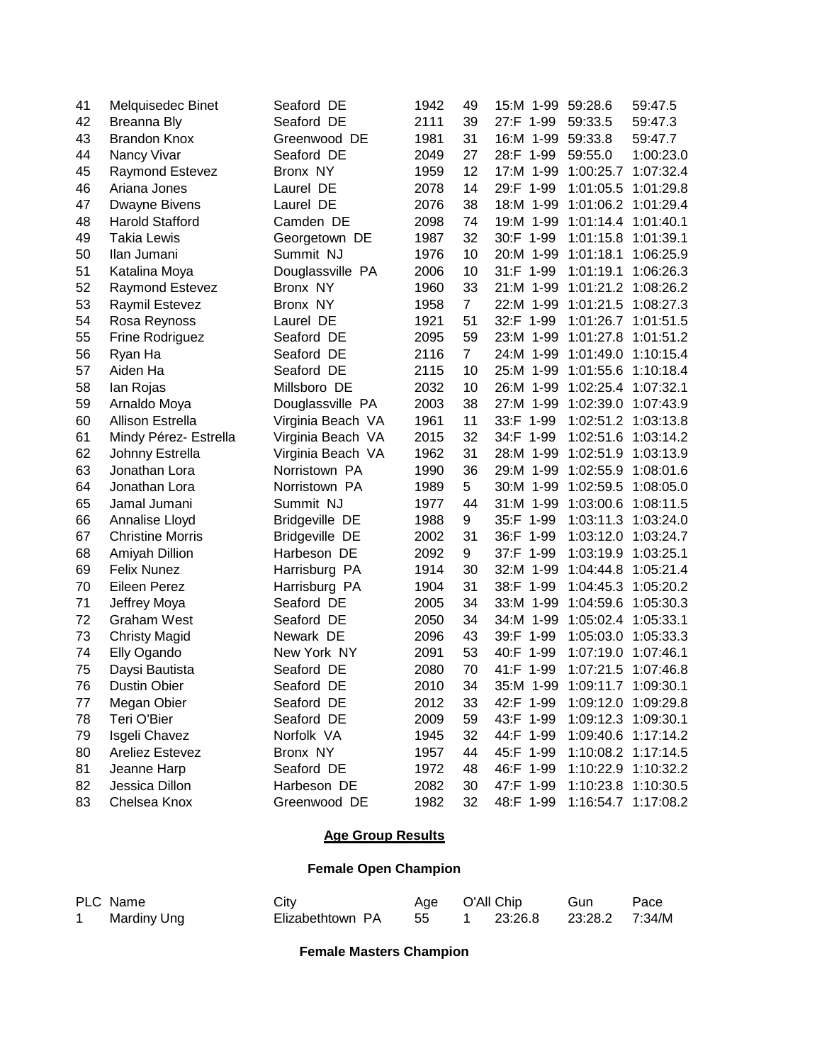| | | | | | | | |
|---|---|---|---|---|---|---|---|
| 41 | Melquisedec Binet | Seaford DE | 1942 | 49 | 15:M 1-99 | 59:28.6 | 59:47.5 |
| 42 | Breanna Bly | Seaford DE | 2111 | 39 | 27:F 1-99 | 59:33.5 | 59:47.3 |
| 43 | Brandon Knox | Greenwood DE | 1981 | 31 | 16:M 1-99 | 59:33.8 | 59:47.7 |
| 44 | Nancy Vivar | Seaford DE | 2049 | 27 | 28:F 1-99 | 59:55.0 | 1:00:23.0 |
| 45 | Raymond Estevez | Bronx NY | 1959 | 12 | 17:M 1-99 | 1:00:25.7 | 1:07:32.4 |
| 46 | Ariana Jones | Laurel DE | 2078 | 14 | 29:F 1-99 | 1:01:05.5 | 1:01:29.8 |
| 47 | Dwayne Bivens | Laurel DE | 2076 | 38 | 18:M 1-99 | 1:01:06.2 | 1:01:29.4 |
| 48 | Harold Stafford | Camden DE | 2098 | 74 | 19:M 1-99 | 1:01:14.4 | 1:01:40.1 |
| 49 | Takia Lewis | Georgetown DE | 1987 | 32 | 30:F 1-99 | 1:01:15.8 | 1:01:39.1 |
| 50 | Ilan Jumani | Summit NJ | 1976 | 10 | 20:M 1-99 | 1:01:18.1 | 1:06:25.9 |
| 51 | Katalina Moya | Douglassville PA | 2006 | 10 | 31:F 1-99 | 1:01:19.1 | 1:06:26.3 |
| 52 | Raymond Estevez | Bronx NY | 1960 | 33 | 21:M 1-99 | 1:01:21.2 | 1:08:26.2 |
| 53 | Raymil Estevez | Bronx NY | 1958 | 7 | 22:M 1-99 | 1:01:21.5 | 1:08:27.3 |
| 54 | Rosa Reynoss | Laurel DE | 1921 | 51 | 32:F 1-99 | 1:01:26.7 | 1:01:51.5 |
| 55 | Frine Rodriguez | Seaford DE | 2095 | 59 | 23:M 1-99 | 1:01:27.8 | 1:01:51.2 |
| 56 | Ryan Ha | Seaford DE | 2116 | 7 | 24:M 1-99 | 1:01:49.0 | 1:10:15.4 |
| 57 | Aiden Ha | Seaford DE | 2115 | 10 | 25:M 1-99 | 1:01:55.6 | 1:10:18.4 |
| 58 | Ian Rojas | Millsboro DE | 2032 | 10 | 26:M 1-99 | 1:02:25.4 | 1:07:32.1 |
| 59 | Arnaldo Moya | Douglassville PA | 2003 | 38 | 27:M 1-99 | 1:02:39.0 | 1:07:43.9 |
| 60 | Allison Estrella | Virginia Beach VA | 1961 | 11 | 33:F 1-99 | 1:02:51.2 | 1:03:13.8 |
| 61 | Mindy Pérez- Estrella | Virginia Beach VA | 2015 | 32 | 34:F 1-99 | 1:02:51.6 | 1:03:14.2 |
| 62 | Johnny Estrella | Virginia Beach VA | 1962 | 31 | 28:M 1-99 | 1:02:51.9 | 1:03:13.9 |
| 63 | Jonathan Lora | Norristown PA | 1990 | 36 | 29:M 1-99 | 1:02:55.9 | 1:08:01.6 |
| 64 | Jonathan Lora | Norristown PA | 1989 | 5 | 30:M 1-99 | 1:02:59.5 | 1:08:05.0 |
| 65 | Jamal Jumani | Summit NJ | 1977 | 44 | 31:M 1-99 | 1:03:00.6 | 1:08:11.5 |
| 66 | Annalise Lloyd | Bridgeville DE | 1988 | 9 | 35:F 1-99 | 1:03:11.3 | 1:03:24.0 |
| 67 | Christine Morris | Bridgeville DE | 2002 | 31 | 36:F 1-99 | 1:03:12.0 | 1:03:24.7 |
| 68 | Amiyah Dillion | Harbeson DE | 2092 | 9 | 37:F 1-99 | 1:03:19.9 | 1:03:25.1 |
| 69 | Felix Nunez | Harrisburg PA | 1914 | 30 | 32:M 1-99 | 1:04:44.8 | 1:05:21.4 |
| 70 | Eileen Perez | Harrisburg PA | 1904 | 31 | 38:F 1-99 | 1:04:45.3 | 1:05:20.2 |
| 71 | Jeffrey Moya | Seaford DE | 2005 | 34 | 33:M 1-99 | 1:04:59.6 | 1:05:30.3 |
| 72 | Graham West | Seaford DE | 2050 | 34 | 34:M 1-99 | 1:05:02.4 | 1:05:33.1 |
| 73 | Christy Magid | Newark DE | 2096 | 43 | 39:F 1-99 | 1:05:03.0 | 1:05:33.3 |
| 74 | Elly Ogando | New York NY | 2091 | 53 | 40:F 1-99 | 1:07:19.0 | 1:07:46.1 |
| 75 | Daysi Bautista | Seaford DE | 2080 | 70 | 41:F 1-99 | 1:07:21.5 | 1:07:46.8 |
| 76 | Dustin Obier | Seaford DE | 2010 | 34 | 35:M 1-99 | 1:09:11.7 | 1:09:30.1 |
| 77 | Megan Obier | Seaford DE | 2012 | 33 | 42:F 1-99 | 1:09:12.0 | 1:09:29.8 |
| 78 | Teri O'Bier | Seaford DE | 2009 | 59 | 43:F 1-99 | 1:09:12.3 | 1:09:30.1 |
| 79 | Isgeli Chavez | Norfolk VA | 1945 | 32 | 44:F 1-99 | 1:09:40.6 | 1:17:14.2 |
| 80 | Areliez Estevez | Bronx NY | 1957 | 44 | 45:F 1-99 | 1:10:08.2 | 1:17:14.5 |
| 81 | Jeanne Harp | Seaford DE | 1972 | 48 | 46:F 1-99 | 1:10:22.9 | 1:10:32.2 |
| 82 | Jessica Dillon | Harbeson DE | 2082 | 30 | 47:F 1-99 | 1:10:23.8 | 1:10:30.5 |
| 83 | Chelsea Knox | Greenwood DE | 1982 | 32 | 48:F 1-99 | 1:16:54.7 | 1:17:08.2 |

## Age Group Results

### Female Open Champion

| PLC | Name | City | Age | O'All | Chip | Gun | Pace |
|---|---|---|---|---|---|---|---|
| 1 | Mardiny Ung | Elizabethtown PA | 55 | 1 | 23:26.8 | 23:28.2 | 7:34/M |

### Female Masters Champion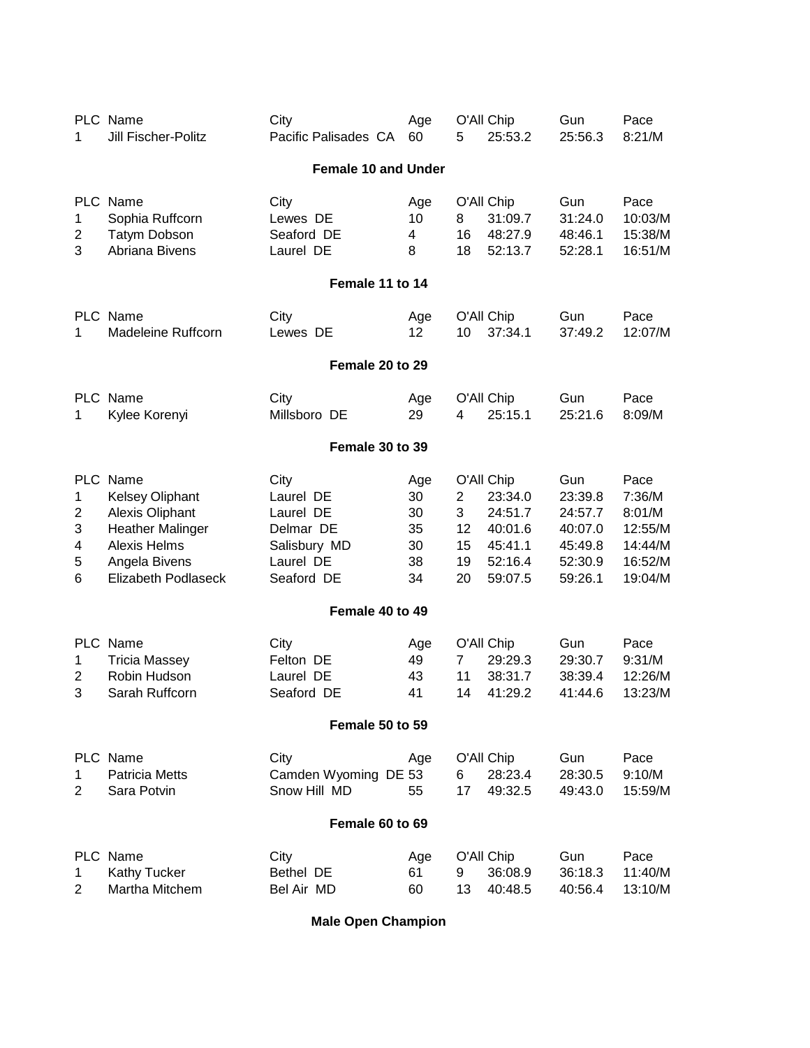| PLC | Name | City | Age | O'All | Chip | Gun | Pace |
|---|---|---|---|---|---|---|---|
| 1 | Jill Fischer-Politz | Pacific Palisades CA | 60 | 5 | 25:53.2 | 25:56.3 | 8:21/M |

### Female 10 and Under

| PLC | Name | City | Age | O'All | Chip | Gun | Pace |
|---|---|---|---|---|---|---|---|
| 1 | Sophia Ruffcorn | Lewes DE | 10 | 8 | 31:09.7 | 31:24.0 | 10:03/M |
| 2 | Tatym Dobson | Seaford DE | 4 | 16 | 48:27.9 | 48:46.1 | 15:38/M |
| 3 | Abriana Bivens | Laurel DE | 8 | 18 | 52:13.7 | 52:28.1 | 16:51/M |

### Female 11 to 14

| PLC | Name | City | Age | O'All | Chip | Gun | Pace |
|---|---|---|---|---|---|---|---|
| 1 | Madeleine Ruffcorn | Lewes DE | 12 | 10 | 37:34.1 | 37:49.2 | 12:07/M |

### Female 20 to 29

| PLC | Name | City | Age | O'All | Chip | Gun | Pace |
|---|---|---|---|---|---|---|---|
| 1 | Kylee Korenyi | Millsboro DE | 29 | 4 | 25:15.1 | 25:21.6 | 8:09/M |

### Female 30 to 39

| PLC | Name | City | Age | O'All | Chip | Gun | Pace |
|---|---|---|---|---|---|---|---|
| 1 | Kelsey Oliphant | Laurel DE | 30 | 2 | 23:34.0 | 23:39.8 | 7:36/M |
| 2 | Alexis Oliphant | Laurel DE | 30 | 3 | 24:51.7 | 24:57.7 | 8:01/M |
| 3 | Heather Malinger | Delmar DE | 35 | 12 | 40:01.6 | 40:07.0 | 12:55/M |
| 4 | Alexis Helms | Salisbury MD | 30 | 15 | 45:41.1 | 45:49.8 | 14:44/M |
| 5 | Angela Bivens | Laurel DE | 38 | 19 | 52:16.4 | 52:30.9 | 16:52/M |
| 6 | Elizabeth Podlaseck | Seaford DE | 34 | 20 | 59:07.5 | 59:26.1 | 19:04/M |

### Female 40 to 49

| PLC | Name | City | Age | O'All | Chip | Gun | Pace |
|---|---|---|---|---|---|---|---|
| 1 | Tricia Massey | Felton DE | 49 | 7 | 29:29.3 | 29:30.7 | 9:31/M |
| 2 | Robin Hudson | Laurel DE | 43 | 11 | 38:31.7 | 38:39.4 | 12:26/M |
| 3 | Sarah Ruffcorn | Seaford DE | 41 | 14 | 41:29.2 | 41:44.6 | 13:23/M |

### Female 50 to 59

| PLC | Name | City | Age | O'All | Chip | Gun | Pace |
|---|---|---|---|---|---|---|---|
| 1 | Patricia Metts | Camden Wyoming DE | 53 | 6 | 28:23.4 | 28:30.5 | 9:10/M |
| 2 | Sara Potvin | Snow Hill MD | 55 | 17 | 49:32.5 | 49:43.0 | 15:59/M |

### Female 60 to 69

| PLC | Name | City | Age | O'All | Chip | Gun | Pace |
|---|---|---|---|---|---|---|---|
| 1 | Kathy Tucker | Bethel DE | 61 | 9 | 36:08.9 | 36:18.3 | 11:40/M |
| 2 | Martha Mitchem | Bel Air MD | 60 | 13 | 40:48.5 | 40:56.4 | 13:10/M |

### Male Open Champion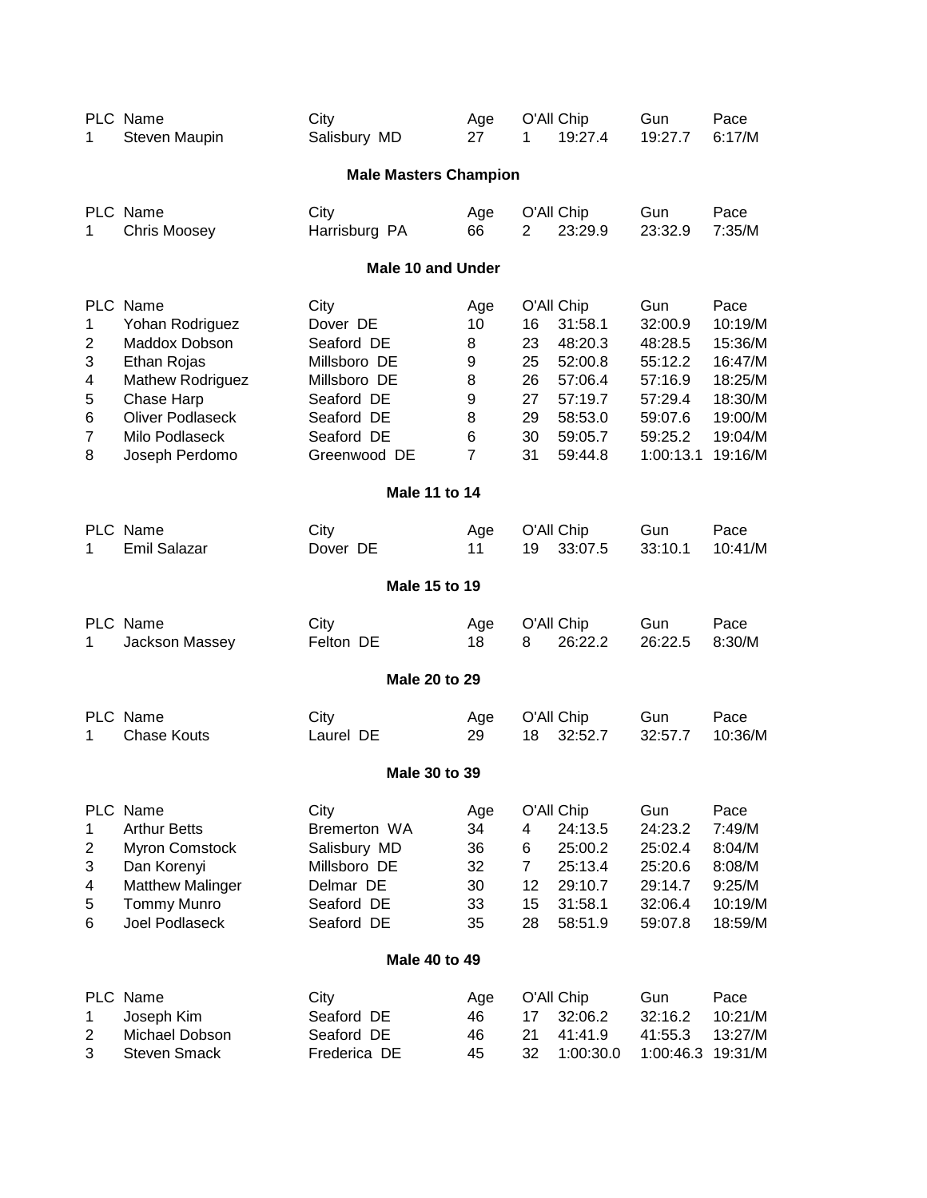| PLC | Name | City | Age | O'All | Chip | Gun | Pace |
|---|---|---|---|---|---|---|---|
| 1 | Steven Maupin | Salisbury MD | 27 | 1 | 19:27.4 | 19:27.7 | 6:17/M |

### Male Masters Champion

| PLC | Name | City | Age | O'All | Chip | Gun | Pace |
|---|---|---|---|---|---|---|---|
| 1 | Chris Moosey | Harrisburg PA | 66 | 2 | 23:29.9 | 23:32.9 | 7:35/M |

### Male 10 and Under

| PLC | Name | City | Age | O'All | Chip | Gun | Pace |
|---|---|---|---|---|---|---|---|
| 1 | Yohan Rodriguez | Dover DE | 10 | 16 | 31:58.1 | 32:00.9 | 10:19/M |
| 2 | Maddox Dobson | Seaford DE | 8 | 23 | 48:20.3 | 48:28.5 | 15:36/M |
| 3 | Ethan Rojas | Millsboro DE | 9 | 25 | 52:00.8 | 55:12.2 | 16:47/M |
| 4 | Mathew Rodriguez | Millsboro DE | 8 | 26 | 57:06.4 | 57:16.9 | 18:25/M |
| 5 | Chase Harp | Seaford DE | 9 | 27 | 57:19.7 | 57:29.4 | 18:30/M |
| 6 | Oliver Podlaseck | Seaford DE | 8 | 29 | 58:53.0 | 59:07.6 | 19:00/M |
| 7 | Milo Podlaseck | Seaford DE | 6 | 30 | 59:05.7 | 59:25.2 | 19:04/M |
| 8 | Joseph Perdomo | Greenwood DE | 7 | 31 | 59:44.8 | 1:00:13.1 | 19:16/M |

### Male 11 to 14

| PLC | Name | City | Age | O'All | Chip | Gun | Pace |
|---|---|---|---|---|---|---|---|
| 1 | Emil Salazar | Dover DE | 11 | 19 | 33:07.5 | 33:10.1 | 10:41/M |

### Male 15 to 19

| PLC | Name | City | Age | O'All | Chip | Gun | Pace |
|---|---|---|---|---|---|---|---|
| 1 | Jackson Massey | Felton DE | 18 | 8 | 26:22.2 | 26:22.5 | 8:30/M |

### Male 20 to 29

| PLC | Name | City | Age | O'All | Chip | Gun | Pace |
|---|---|---|---|---|---|---|---|
| 1 | Chase Kouts | Laurel DE | 29 | 18 | 32:52.7 | 32:57.7 | 10:36/M |

### Male 30 to 39

| PLC | Name | City | Age | O'All | Chip | Gun | Pace |
|---|---|---|---|---|---|---|---|
| 1 | Arthur Betts | Bremerton WA | 34 | 4 | 24:13.5 | 24:23.2 | 7:49/M |
| 2 | Myron Comstock | Salisbury MD | 36 | 6 | 25:00.2 | 25:02.4 | 8:04/M |
| 3 | Dan Korenyi | Millsboro DE | 32 | 7 | 25:13.4 | 25:20.6 | 8:08/M |
| 4 | Matthew Malinger | Delmar DE | 30 | 12 | 29:10.7 | 29:14.7 | 9:25/M |
| 5 | Tommy Munro | Seaford DE | 33 | 15 | 31:58.1 | 32:06.4 | 10:19/M |
| 6 | Joel Podlaseck | Seaford DE | 35 | 28 | 58:51.9 | 59:07.8 | 18:59/M |

### Male 40 to 49

| PLC | Name | City | Age | O'All | Chip | Gun | Pace |
|---|---|---|---|---|---|---|---|
| 1 | Joseph Kim | Seaford DE | 46 | 17 | 32:06.2 | 32:16.2 | 10:21/M |
| 2 | Michael Dobson | Seaford DE | 46 | 21 | 41:41.9 | 41:55.3 | 13:27/M |
| 3 | Steven Smack | Frederica DE | 45 | 32 | 1:00:30.0 | 1:00:46.3 | 19:31/M |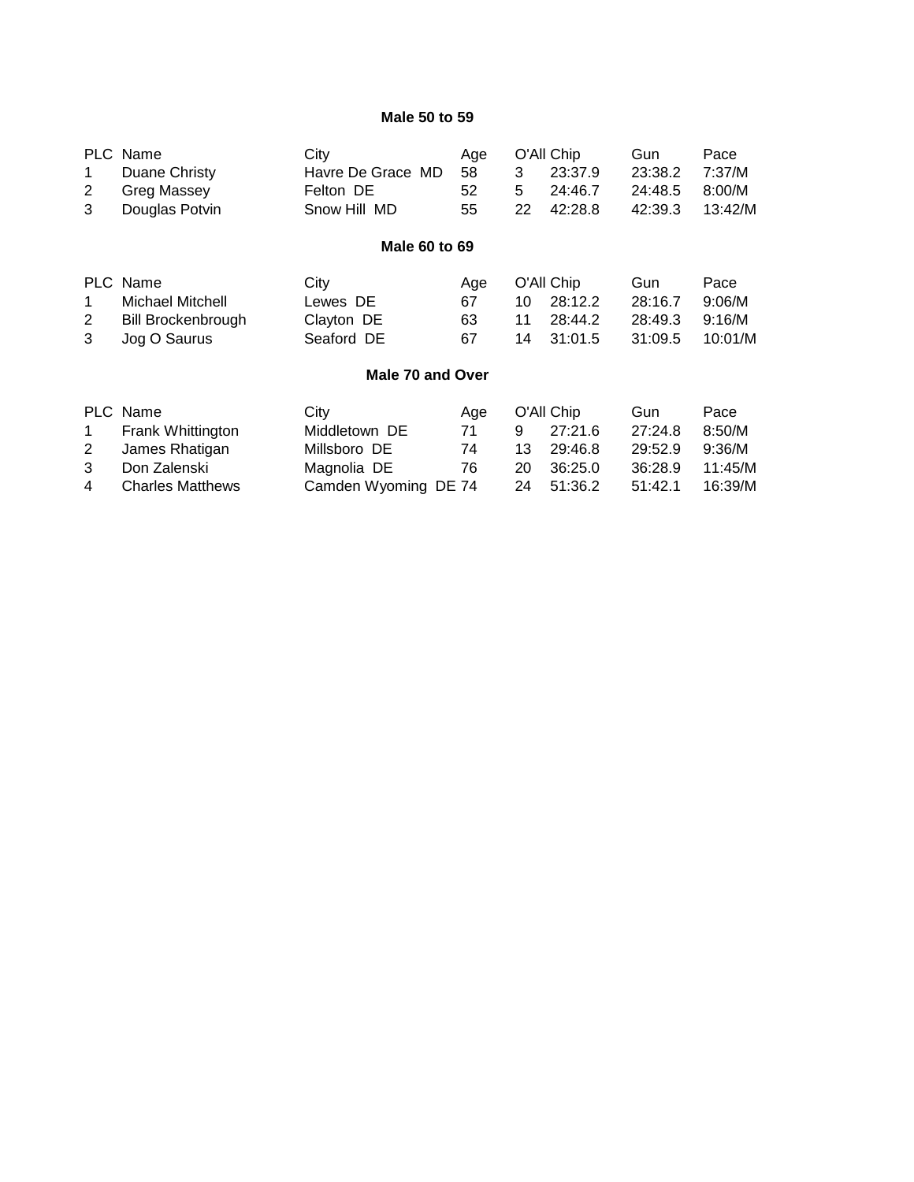**Male 50 to 59**

| PLC | Name | City | Age | O'All | Chip | Gun | Pace |
|---|---|---|---|---|---|---|---|
| 1 | Duane Christy | Havre De Grace MD | 58 | 3 | 23:37.9 | 23:38.2 | 7:37/M |
| 2 | Greg Massey | Felton DE | 52 | 5 | 24:46.7 | 24:48.5 | 8:00/M |
| 3 | Douglas Potvin | Snow Hill MD | 55 | 22 | 42:28.8 | 42:39.3 | 13:42/M |

**Male 60 to 69**

| PLC | Name | City | Age | O'All | Chip | Gun | Pace |
|---|---|---|---|---|---|---|---|
| 1 | Michael Mitchell | Lewes DE | 67 | 10 | 28:12.2 | 28:16.7 | 9:06/M |
| 2 | Bill Brockenbrough | Clayton DE | 63 | 11 | 28:44.2 | 28:49.3 | 9:16/M |
| 3 | Jog O Saurus | Seaford DE | 67 | 14 | 31:01.5 | 31:09.5 | 10:01/M |

**Male 70 and Over**

| PLC | Name | City | Age | O'All | Chip | Gun | Pace |
|---|---|---|---|---|---|---|---|
| 1 | Frank Whittington | Middletown DE | 71 | 9 | 27:21.6 | 27:24.8 | 8:50/M |
| 2 | James Rhatigan | Millsboro DE | 74 | 13 | 29:46.8 | 29:52.9 | 9:36/M |
| 3 | Don Zalenski | Magnolia DE | 76 | 20 | 36:25.0 | 36:28.9 | 11:45/M |
| 4 | Charles Matthews | Camden Wyoming DE | 74 | 24 | 51:36.2 | 51:42.1 | 16:39/M |